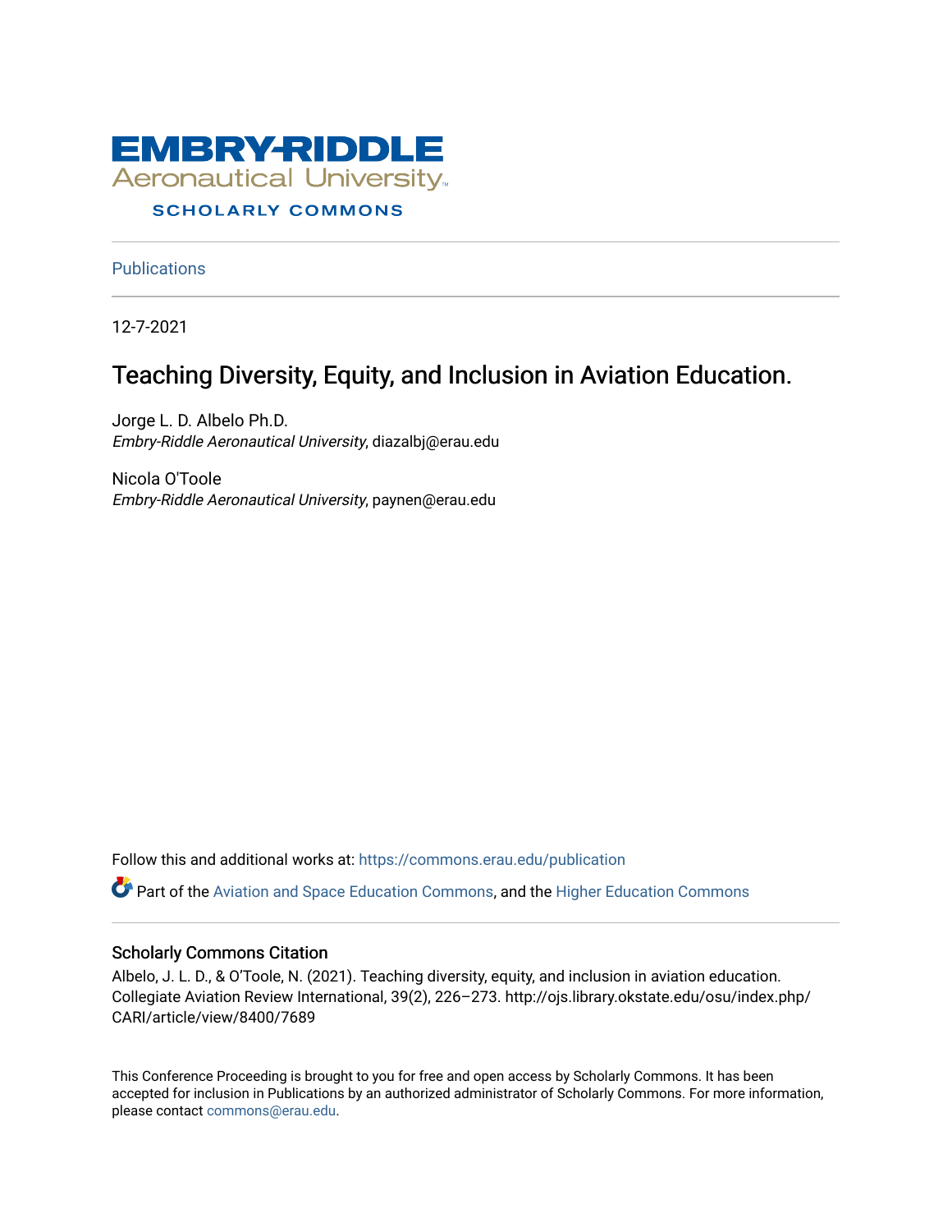EMBRY-RIDDLE
Aeronautical University
SCHOLARLY COMMONS

Publications

12-7-2021

# Teaching Diversity, Equity, and Inclusion in Aviation Education.

Jorge L. D. Albelo Ph.D.
*Embry-Riddle Aeronautical University*, diazalbj@erau.edu

Nicola O'Toole
*Embry-Riddle Aeronautical University*, paynen@erau.edu

Follow this and additional works at: https://commons.erau.edu/publication

Part of the Aviation and Space Education Commons, and the Higher Education Commons

## Scholarly Commons Citation

Albelo, J. L. D., & O'Toole, N. (2021). Teaching diversity, equity, and inclusion in aviation education. Collegiate Aviation Review International, 39(2), 226–273. http://ojs.library.okstate.edu/osu/index.php/CARI/article/view/8400/7689

This Conference Proceeding is brought to you for free and open access by Scholarly Commons. It has been accepted for inclusion in Publications by an authorized administrator of Scholarly Commons. For more information, please contact commons@erau.edu.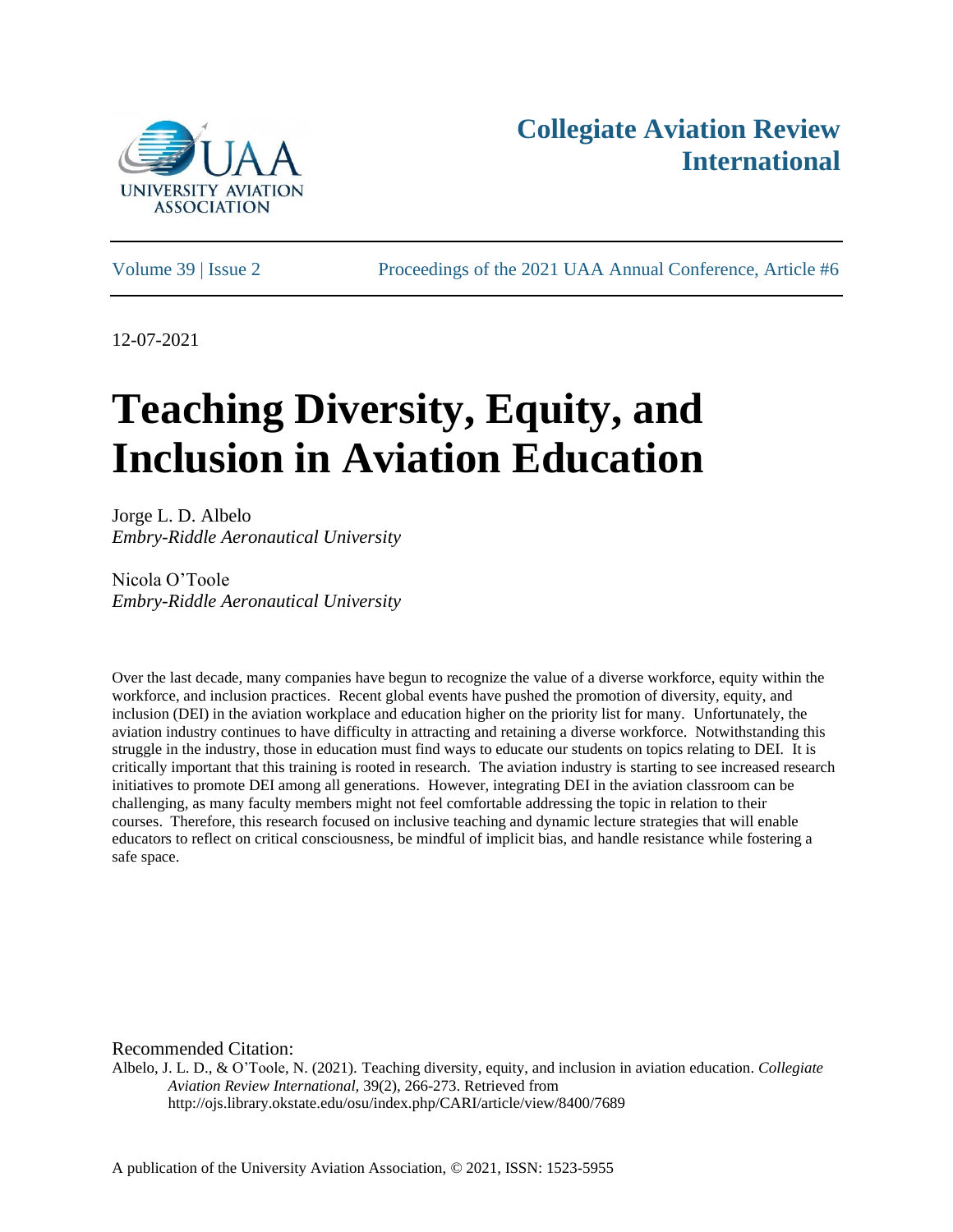12-07-2021

# Teaching Diversity, Equity, and Inclusion in Aviation Education

Jorge L. D. Albelo
*Embry-Riddle Aeronautical University*

Nicola O'Toole
*Embry-Riddle Aeronautical University*

Over the last decade, many companies have begun to recognize the value of a diverse workforce, equity within the workforce, and inclusion practices. Recent global events have pushed the promotion of diversity, equity, and inclusion (DEI) in the aviation workplace and education higher on the priority list for many. Unfortunately, the aviation industry continues to have difficulty in attracting and retaining a diverse workforce. Notwithstanding this struggle in the industry, those in education must find ways to educate our students on topics relating to DEI. It is critically important that this training is rooted in research. The aviation industry is starting to see increased research initiatives to promote DEI among all generations. However, integrating DEI in the aviation classroom can be challenging, as many faculty members might not feel comfortable addressing the topic in relation to their courses. Therefore, this research focused on inclusive teaching and dynamic lecture strategies that will enable educators to reflect on critical consciousness, be mindful of implicit bias, and handle resistance while fostering a safe space.

Recommended Citation:
Albelo, J. L. D., & O'Toole, N. (2021). Teaching diversity, equity, and inclusion in aviation education. *Collegiate Aviation Review International,* 39(2), 266-273. Retrieved from http://ojs.library.okstate.edu/osu/index.php/CARI/article/view/8400/7689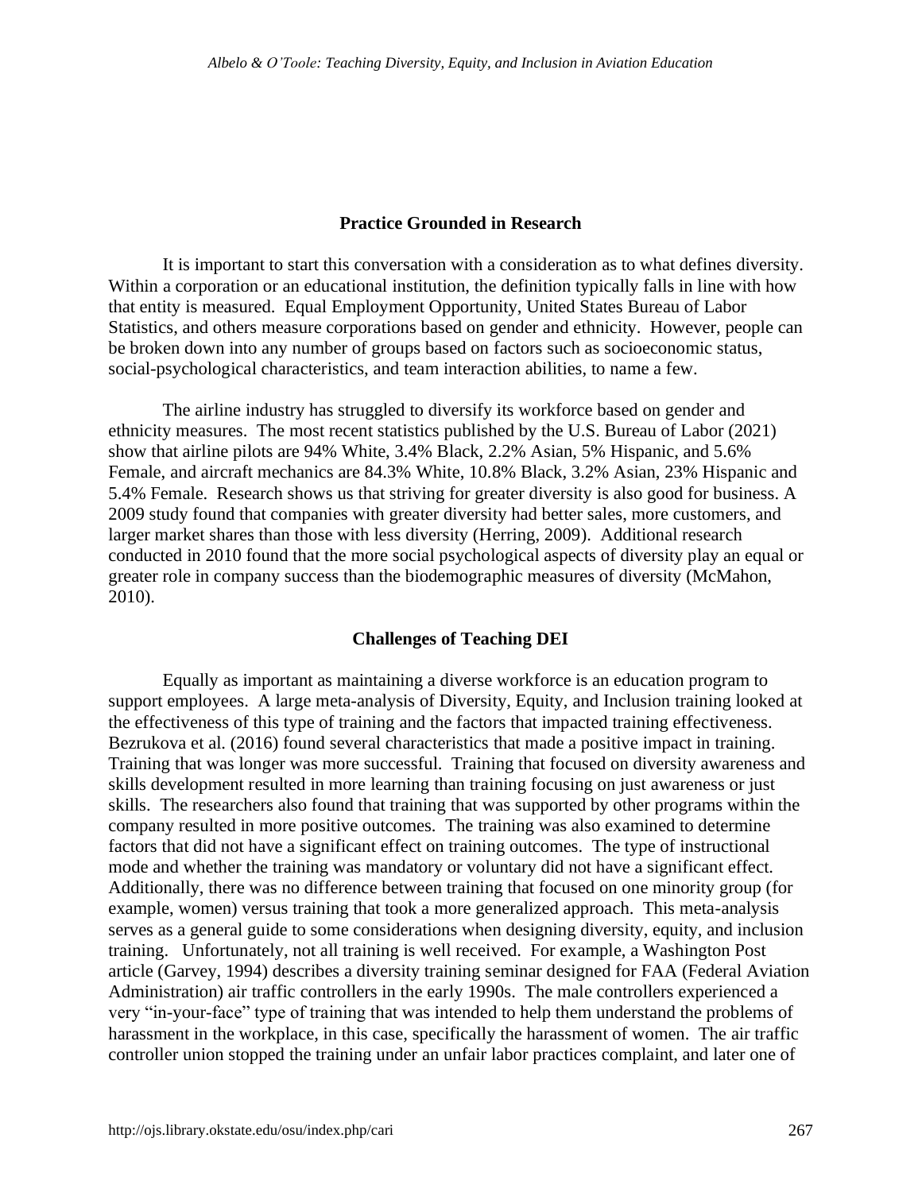## Practice Grounded in Research

It is important to start this conversation with a consideration as to what defines diversity. Within a corporation or an educational institution, the definition typically falls in line with how that entity is measured. Equal Employment Opportunity, United States Bureau of Labor Statistics, and others measure corporations based on gender and ethnicity. However, people can be broken down into any number of groups based on factors such as socioeconomic status, social-psychological characteristics, and team interaction abilities, to name a few.

The airline industry has struggled to diversify its workforce based on gender and ethnicity measures. The most recent statistics published by the U.S. Bureau of Labor (2021) show that airline pilots are 94% White, 3.4% Black, 2.2% Asian, 5% Hispanic, and 5.6% Female, and aircraft mechanics are 84.3% White, 10.8% Black, 3.2% Asian, 23% Hispanic and 5.4% Female. Research shows us that striving for greater diversity is also good for business. A 2009 study found that companies with greater diversity had better sales, more customers, and larger market shares than those with less diversity (Herring, 2009). Additional research conducted in 2010 found that the more social psychological aspects of diversity play an equal or greater role in company success than the biodemographic measures of diversity (McMahon, 2010).

## Challenges of Teaching DEI

Equally as important as maintaining a diverse workforce is an education program to support employees. A large meta-analysis of Diversity, Equity, and Inclusion training looked at the effectiveness of this type of training and the factors that impacted training effectiveness. Bezrukova et al. (2016) found several characteristics that made a positive impact in training. Training that was longer was more successful. Training that focused on diversity awareness and skills development resulted in more learning than training focusing on just awareness or just skills. The researchers also found that training that was supported by other programs within the company resulted in more positive outcomes. The training was also examined to determine factors that did not have a significant effect on training outcomes. The type of instructional mode and whether the training was mandatory or voluntary did not have a significant effect. Additionally, there was no difference between training that focused on one minority group (for example, women) versus training that took a more generalized approach. This meta-analysis serves as a general guide to some considerations when designing diversity, equity, and inclusion training. Unfortunately, not all training is well received. For example, a Washington Post article (Garvey, 1994) describes a diversity training seminar designed for FAA (Federal Aviation Administration) air traffic controllers in the early 1990s. The male controllers experienced a very "in-your-face" type of training that was intended to help them understand the problems of harassment in the workplace, in this case, specifically the harassment of women. The air traffic controller union stopped the training under an unfair labor practices complaint, and later one of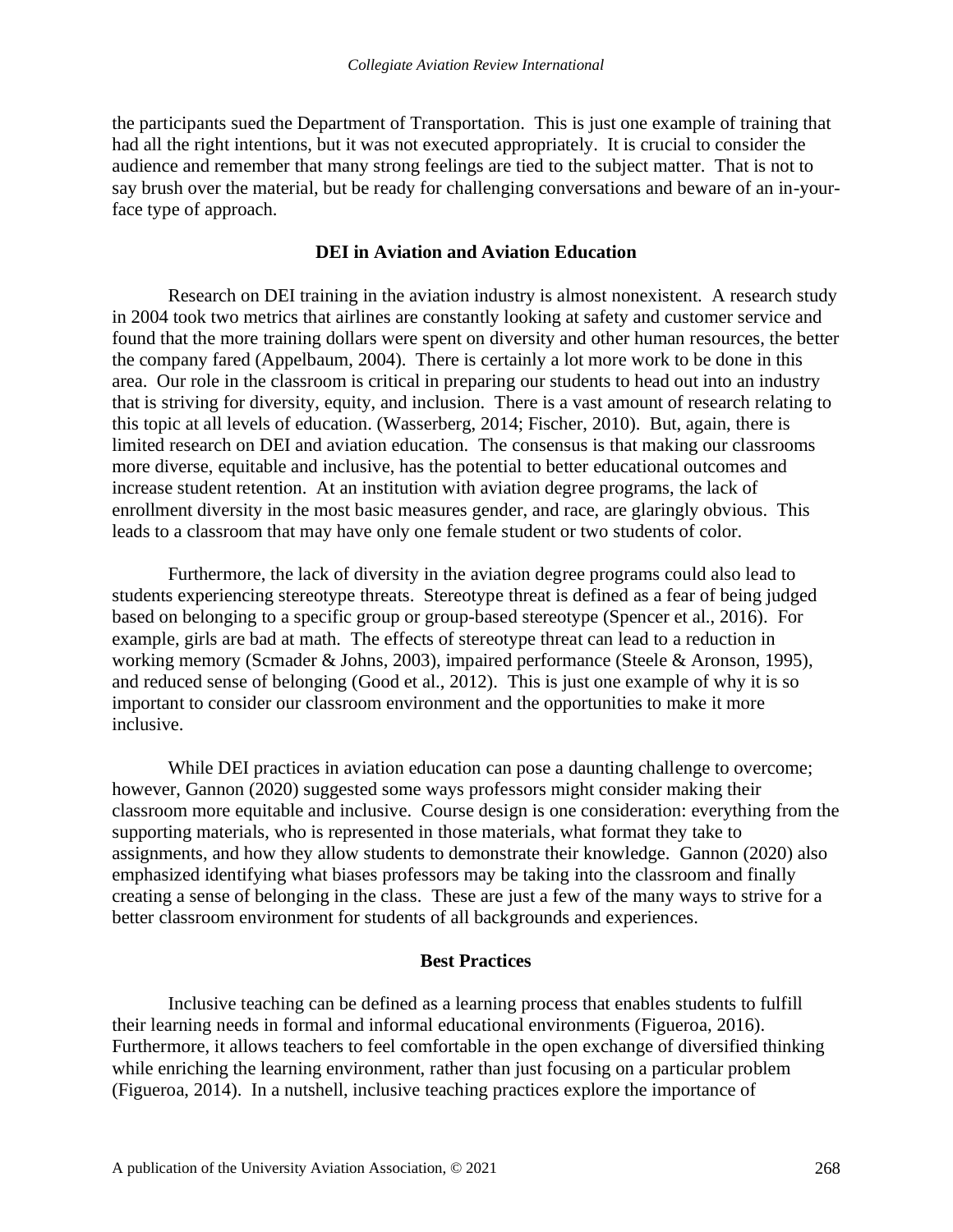the participants sued the Department of Transportation. This is just one example of training that had all the right intentions, but it was not executed appropriately. It is crucial to consider the audience and remember that many strong feelings are tied to the subject matter. That is not to say brush over the material, but be ready for challenging conversations and beware of an in-your-face type of approach.

## DEI in Aviation and Aviation Education

Research on DEI training in the aviation industry is almost nonexistent. A research study in 2004 took two metrics that airlines are constantly looking at safety and customer service and found that the more training dollars were spent on diversity and other human resources, the better the company fared (Appelbaum, 2004). There is certainly a lot more work to be done in this area. Our role in the classroom is critical in preparing our students to head out into an industry that is striving for diversity, equity, and inclusion. There is a vast amount of research relating to this topic at all levels of education. (Wasserberg, 2014; Fischer, 2010). But, again, there is limited research on DEI and aviation education. The consensus is that making our classrooms more diverse, equitable and inclusive, has the potential to better educational outcomes and increase student retention. At an institution with aviation degree programs, the lack of enrollment diversity in the most basic measures gender, and race, are glaringly obvious. This leads to a classroom that may have only one female student or two students of color.

Furthermore, the lack of diversity in the aviation degree programs could also lead to students experiencing stereotype threats. Stereotype threat is defined as a fear of being judged based on belonging to a specific group or group-based stereotype (Spencer et al., 2016). For example, girls are bad at math. The effects of stereotype threat can lead to a reduction in working memory (Scmader & Johns, 2003), impaired performance (Steele & Aronson, 1995), and reduced sense of belonging (Good et al., 2012). This is just one example of why it is so important to consider our classroom environment and the opportunities to make it more inclusive.

While DEI practices in aviation education can pose a daunting challenge to overcome; however, Gannon (2020) suggested some ways professors might consider making their classroom more equitable and inclusive. Course design is one consideration: everything from the supporting materials, who is represented in those materials, what format they take to assignments, and how they allow students to demonstrate their knowledge. Gannon (2020) also emphasized identifying what biases professors may be taking into the classroom and finally creating a sense of belonging in the class. These are just a few of the many ways to strive for a better classroom environment for students of all backgrounds and experiences.

## Best Practices

Inclusive teaching can be defined as a learning process that enables students to fulfill their learning needs in formal and informal educational environments (Figueroa, 2016). Furthermore, it allows teachers to feel comfortable in the open exchange of diversified thinking while enriching the learning environment, rather than just focusing on a particular problem (Figueroa, 2014). In a nutshell, inclusive teaching practices explore the importance of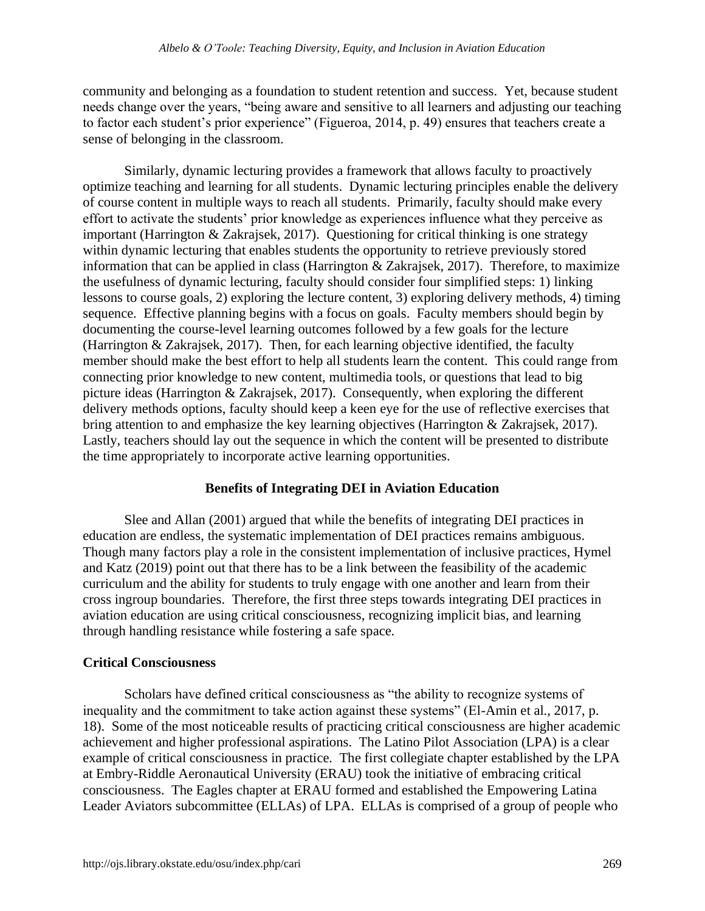community and belonging as a foundation to student retention and success. Yet, because student needs change over the years, "being aware and sensitive to all learners and adjusting our teaching to factor each student's prior experience" (Figueroa, 2014, p. 49) ensures that teachers create a sense of belonging in the classroom.

Similarly, dynamic lecturing provides a framework that allows faculty to proactively optimize teaching and learning for all students. Dynamic lecturing principles enable the delivery of course content in multiple ways to reach all students. Primarily, faculty should make every effort to activate the students' prior knowledge as experiences influence what they perceive as important (Harrington & Zakrajsek, 2017). Questioning for critical thinking is one strategy within dynamic lecturing that enables students the opportunity to retrieve previously stored information that can be applied in class (Harrington & Zakrajsek, 2017). Therefore, to maximize the usefulness of dynamic lecturing, faculty should consider four simplified steps: 1) linking lessons to course goals, 2) exploring the lecture content, 3) exploring delivery methods, 4) timing sequence. Effective planning begins with a focus on goals. Faculty members should begin by documenting the course-level learning outcomes followed by a few goals for the lecture (Harrington & Zakrajsek, 2017). Then, for each learning objective identified, the faculty member should make the best effort to help all students learn the content. This could range from connecting prior knowledge to new content, multimedia tools, or questions that lead to big picture ideas (Harrington & Zakrajsek, 2017). Consequently, when exploring the different delivery methods options, faculty should keep a keen eye for the use of reflective exercises that bring attention to and emphasize the key learning objectives (Harrington & Zakrajsek, 2017). Lastly, teachers should lay out the sequence in which the content will be presented to distribute the time appropriately to incorporate active learning opportunities.

## Benefits of Integrating DEI in Aviation Education

Slee and Allan (2001) argued that while the benefits of integrating DEI practices in education are endless, the systematic implementation of DEI practices remains ambiguous. Though many factors play a role in the consistent implementation of inclusive practices, Hymel and Katz (2019) point out that there has to be a link between the feasibility of the academic curriculum and the ability for students to truly engage with one another and learn from their cross ingroup boundaries. Therefore, the first three steps towards integrating DEI practices in aviation education are using critical consciousness, recognizing implicit bias, and learning through handling resistance while fostering a safe space.

### Critical Consciousness

Scholars have defined critical consciousness as "the ability to recognize systems of inequality and the commitment to take action against these systems" (El-Amin et al., 2017, p. 18). Some of the most noticeable results of practicing critical consciousness are higher academic achievement and higher professional aspirations. The Latino Pilot Association (LPA) is a clear example of critical consciousness in practice. The first collegiate chapter established by the LPA at Embry-Riddle Aeronautical University (ERAU) took the initiative of embracing critical consciousness. The Eagles chapter at ERAU formed and established the Empowering Latina Leader Aviators subcommittee (ELLAs) of LPA. ELLAs is comprised of a group of people who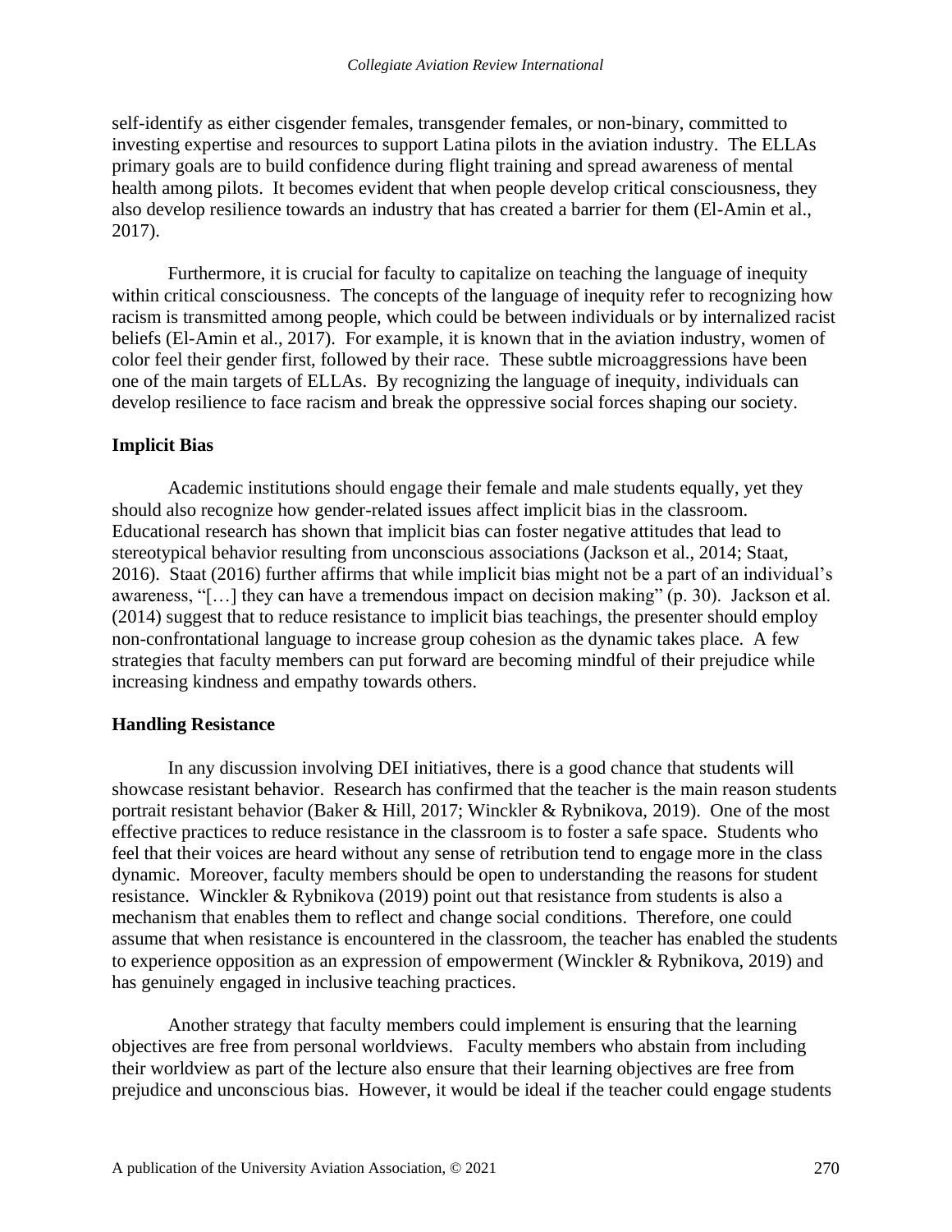self-identify as either cisgender females, transgender females, or non-binary, committed to investing expertise and resources to support Latina pilots in the aviation industry. The ELLAs primary goals are to build confidence during flight training and spread awareness of mental health among pilots. It becomes evident that when people develop critical consciousness, they also develop resilience towards an industry that has created a barrier for them (El-Amin et al., 2017).

Furthermore, it is crucial for faculty to capitalize on teaching the language of inequity within critical consciousness. The concepts of the language of inequity refer to recognizing how racism is transmitted among people, which could be between individuals or by internalized racist beliefs (El-Amin et al., 2017). For example, it is known that in the aviation industry, women of color feel their gender first, followed by their race. These subtle microaggressions have been one of the main targets of ELLAs. By recognizing the language of inequity, individuals can develop resilience to face racism and break the oppressive social forces shaping our society.

**Implicit Bias**

Academic institutions should engage their female and male students equally, yet they should also recognize how gender-related issues affect implicit bias in the classroom. Educational research has shown that implicit bias can foster negative attitudes that lead to stereotypical behavior resulting from unconscious associations (Jackson et al., 2014; Staat, 2016). Staat (2016) further affirms that while implicit bias might not be a part of an individual's awareness, "[…] they can have a tremendous impact on decision making" (p. 30). Jackson et al. (2014) suggest that to reduce resistance to implicit bias teachings, the presenter should employ non-confrontational language to increase group cohesion as the dynamic takes place. A few strategies that faculty members can put forward are becoming mindful of their prejudice while increasing kindness and empathy towards others.

**Handling Resistance**

In any discussion involving DEI initiatives, there is a good chance that students will showcase resistant behavior. Research has confirmed that the teacher is the main reason students portrait resistant behavior (Baker & Hill, 2017; Winckler & Rybnikova, 2019). One of the most effective practices to reduce resistance in the classroom is to foster a safe space. Students who feel that their voices are heard without any sense of retribution tend to engage more in the class dynamic. Moreover, faculty members should be open to understanding the reasons for student resistance. Winckler & Rybnikova (2019) point out that resistance from students is also a mechanism that enables them to reflect and change social conditions. Therefore, one could assume that when resistance is encountered in the classroom, the teacher has enabled the students to experience opposition as an expression of empowerment (Winckler & Rybnikova, 2019) and has genuinely engaged in inclusive teaching practices.

Another strategy that faculty members could implement is ensuring that the learning objectives are free from personal worldviews. Faculty members who abstain from including their worldview as part of the lecture also ensure that their learning objectives are free from prejudice and unconscious bias. However, it would be ideal if the teacher could engage students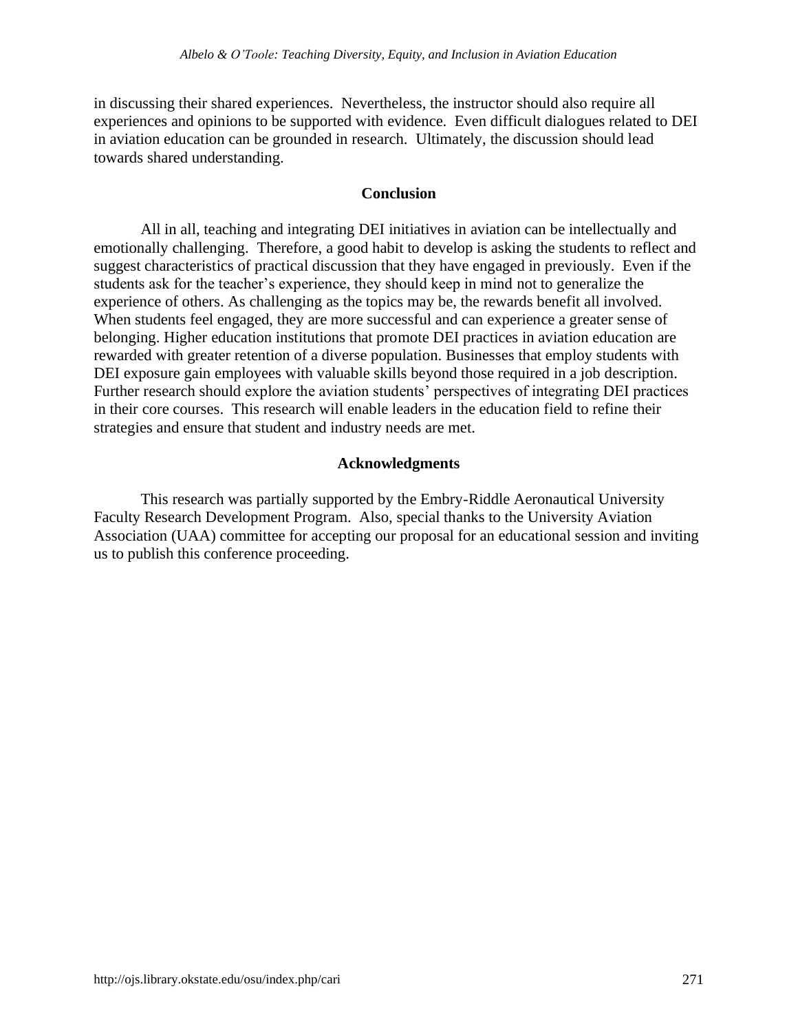in discussing their shared experiences. Nevertheless, the instructor should also require all experiences and opinions to be supported with evidence. Even difficult dialogues related to DEI in aviation education can be grounded in research. Ultimately, the discussion should lead towards shared understanding.

## Conclusion

All in all, teaching and integrating DEI initiatives in aviation can be intellectually and emotionally challenging. Therefore, a good habit to develop is asking the students to reflect and suggest characteristics of practical discussion that they have engaged in previously. Even if the students ask for the teacher's experience, they should keep in mind not to generalize the experience of others. As challenging as the topics may be, the rewards benefit all involved. When students feel engaged, they are more successful and can experience a greater sense of belonging. Higher education institutions that promote DEI practices in aviation education are rewarded with greater retention of a diverse population. Businesses that employ students with DEI exposure gain employees with valuable skills beyond those required in a job description. Further research should explore the aviation students' perspectives of integrating DEI practices in their core courses. This research will enable leaders in the education field to refine their strategies and ensure that student and industry needs are met.

## Acknowledgments

This research was partially supported by the Embry-Riddle Aeronautical University Faculty Research Development Program. Also, special thanks to the University Aviation Association (UAA) committee for accepting our proposal for an educational session and inviting us to publish this conference proceeding.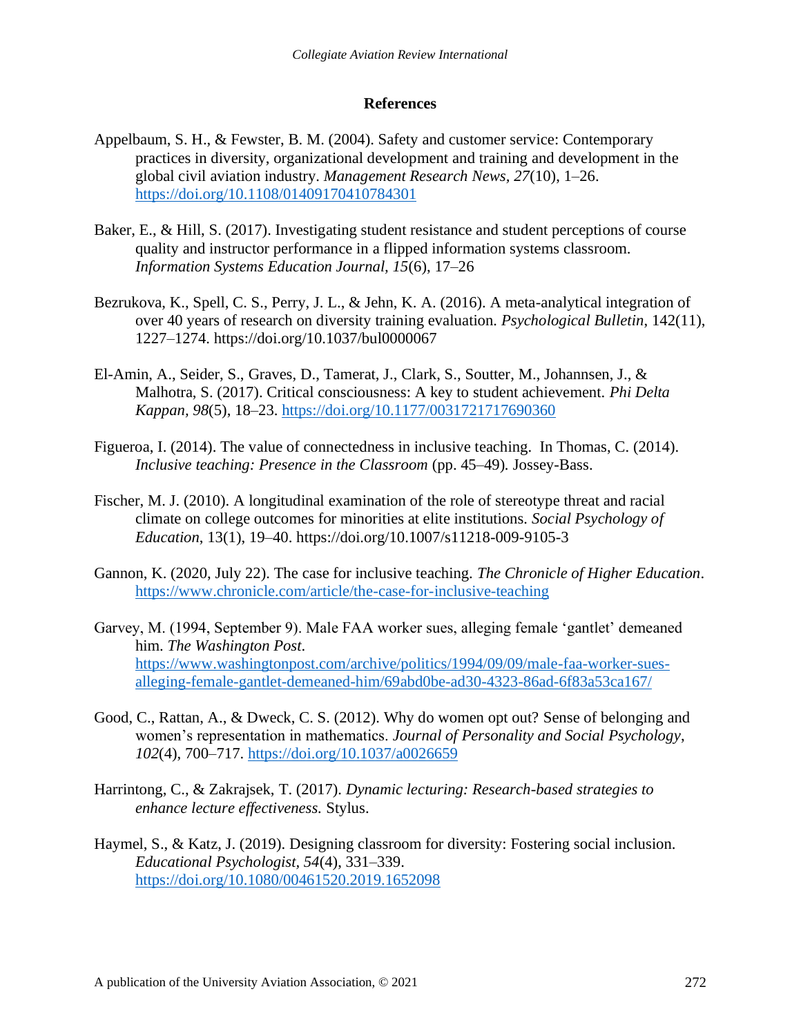## References

Appelbaum, S. H., & Fewster, B. M. (2004). Safety and customer service: Contemporary practices in diversity, organizational development and training and development in the global civil aviation industry. *Management Research News*, *27*(10), 1–26. https://doi.org/10.1108/01409170410784301

Baker, E., & Hill, S. (2017). Investigating student resistance and student perceptions of course quality and instructor performance in a flipped information systems classroom. *Information Systems Education Journal*, *15*(6), 17–26

Bezrukova, K., Spell, C. S., Perry, J. L., & Jehn, K. A. (2016). A meta-analytical integration of over 40 years of research on diversity training evaluation. *Psychological Bulletin*, 142(11), 1227–1274. https://doi.org/10.1037/bul0000067

El-Amin, A., Seider, S., Graves, D., Tamerat, J., Clark, S., Soutter, M., Johannsen, J., & Malhotra, S. (2017). Critical consciousness: A key to student achievement. *Phi Delta Kappan*, *98*(5), 18–23. https://doi.org/10.1177/0031721717690360

Figueroa, I. (2014). The value of connectedness in inclusive teaching. In Thomas, C. (2014). *Inclusive teaching: Presence in the Classroom* (pp. 45–49). Jossey-Bass.

Fischer, M. J. (2010). A longitudinal examination of the role of stereotype threat and racial climate on college outcomes for minorities at elite institutions. *Social Psychology of Education*, 13(1), 19–40. https://doi.org/10.1007/s11218-009-9105-3

Gannon, K. (2020, July 22). The case for inclusive teaching. *The Chronicle of Higher Education*. https://www.chronicle.com/article/the-case-for-inclusive-teaching

Garvey, M. (1994, September 9). Male FAA worker sues, alleging female 'gantlet' demeaned him. *The Washington Post*. https://www.washingtonpost.com/archive/politics/1994/09/09/male-faa-worker-sues-alleging-female-gantlet-demeaned-him/69abd0be-ad30-4323-86ad-6f83a53ca167/

Good, C., Rattan, A., & Dweck, C. S. (2012). Why do women opt out? Sense of belonging and women's representation in mathematics. *Journal of Personality and Social Psychology*, *102*(4), 700–717. https://doi.org/10.1037/a0026659

Harrintong, C., & Zakrajsek, T. (2017). *Dynamic lecturing: Research-based strategies to enhance lecture effectiveness.* Stylus.

Haymel, S., & Katz, J. (2019). Designing classroom for diversity: Fostering social inclusion. *Educational Psychologist*, *54*(4), 331–339. https://doi.org/10.1080/00461520.2019.1652098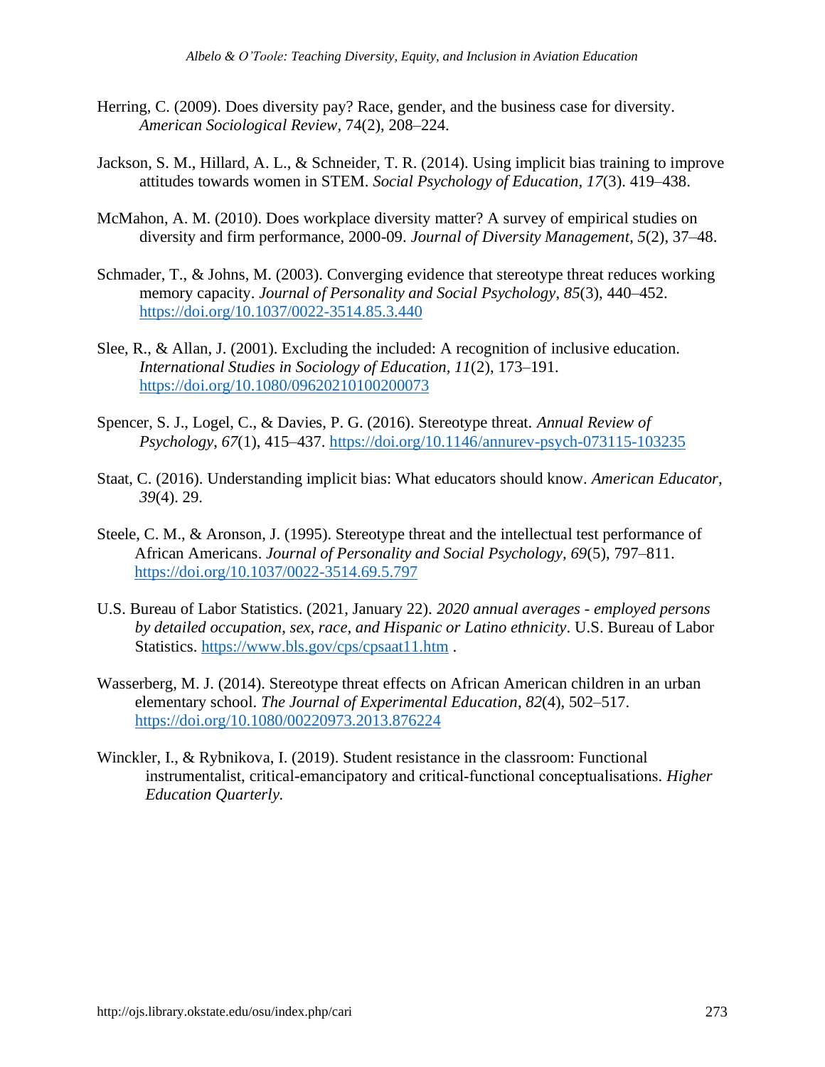Herring, C. (2009). Does diversity pay? Race, gender, and the business case for diversity. *American Sociological Review*, 74(2), 208–224.

Jackson, S. M., Hillard, A. L., & Schneider, T. R. (2014). Using implicit bias training to improve attitudes towards women in STEM. *Social Psychology of Education*, *17*(3). 419–438.

McMahon, A. M. (2010). Does workplace diversity matter? A survey of empirical studies on diversity and firm performance, 2000-09. *Journal of Diversity Management*, *5*(2), 37–48.

Schmader, T., & Johns, M. (2003). Converging evidence that stereotype threat reduces working memory capacity. *Journal of Personality and Social Psychology, 85*(3), 440–452. https://doi.org/10.1037/0022-3514.85.3.440

Slee, R., & Allan, J. (2001). Excluding the included: A recognition of inclusive education. *International Studies in Sociology of Education, 11*(2), 173–191. https://doi.org/10.1080/09620210100200073

Spencer, S. J., Logel, C., & Davies, P. G. (2016). Stereotype threat. *Annual Review of Psychology*, *67*(1), 415–437. https://doi.org/10.1146/annurev-psych-073115-103235

Staat, C. (2016). Understanding implicit bias: What educators should know. *American Educator, 39*(4). 29.

Steele, C. M., & Aronson, J. (1995). Stereotype threat and the intellectual test performance of African Americans. *Journal of Personality and Social Psychology, 69*(5), 797–811. https://doi.org/10.1037/0022-3514.69.5.797

U.S. Bureau of Labor Statistics. (2021, January 22). *2020 annual averages - employed persons by detailed occupation, sex, race, and Hispanic or Latino ethnicity*. U.S. Bureau of Labor Statistics. https://www.bls.gov/cps/cpsaat11.htm .

Wasserberg, M. J. (2014). Stereotype threat effects on African American children in an urban elementary school. *The Journal of Experimental Education*, *82*(4), 502–517. https://doi.org/10.1080/00220973.2013.876224

Winckler, I., & Rybnikova, I. (2019). Student resistance in the classroom: Functional instrumentalist, critical-emancipatory and critical-functional conceptualisations. *Higher Education Quarterly.*